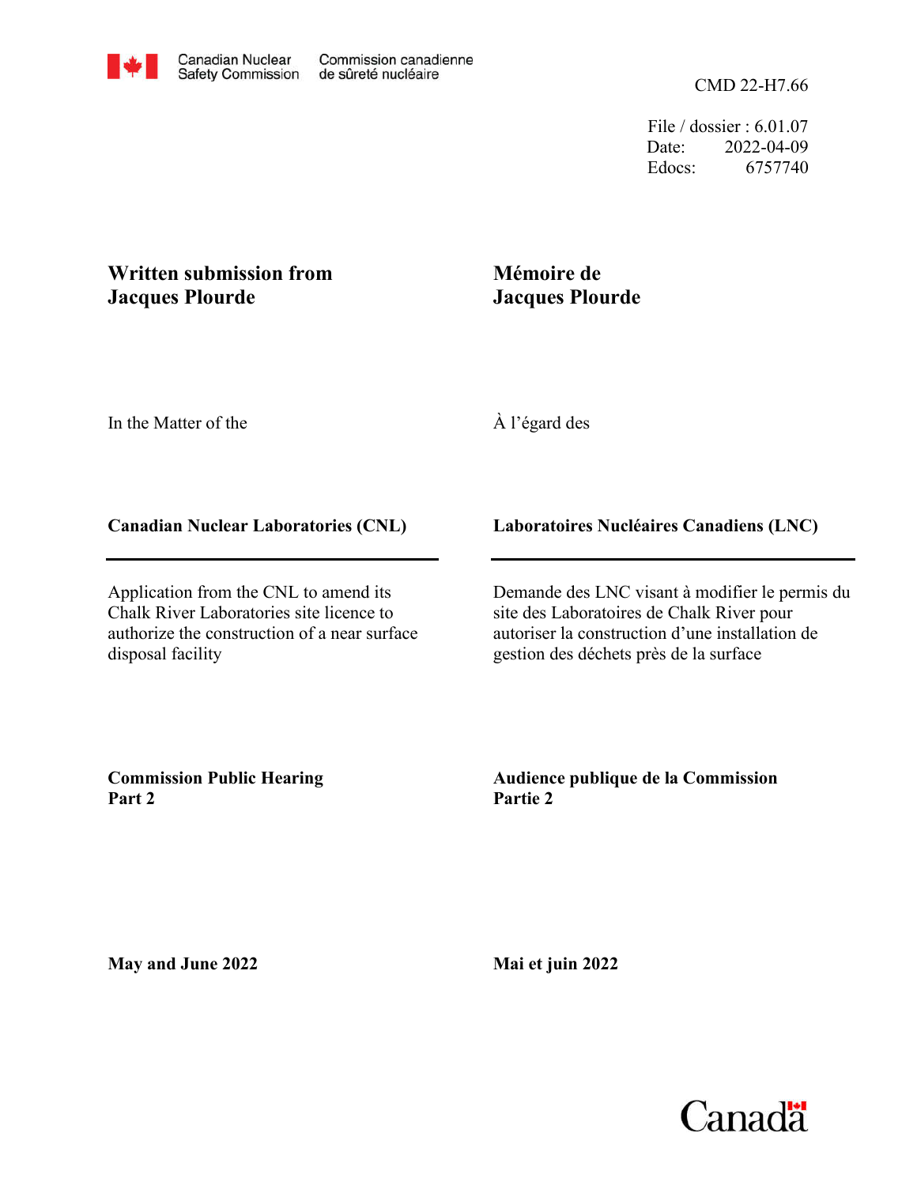Canadian Nuclear Safety Commission | Commission canadienne de sûreté nucléaire

CMD 22-H7.66

File / dossier : 6.01.07
Date: 2022-04-09
Edocs: 6757740

# Written submission from Jacques Plourde

# Mémoire de Jacques Plourde

In the Matter of the

À l'égard des

**Canadian Nuclear Laboratories (CNL)**

**Laboratoires Nucléaires Canadiens (LNC)**

Application from the CNL to amend its Chalk River Laboratories site licence to authorize the construction of a near surface disposal facility

Demande des LNC visant à modifier le permis du site des Laboratoires de Chalk River pour autoriser la construction d'une installation de gestion des déchets près de la surface

**Commission Public Hearing Part 2**

**Audience publique de la Commission Partie 2**

**May and June 2022**

**Mai et juin 2022**

Canada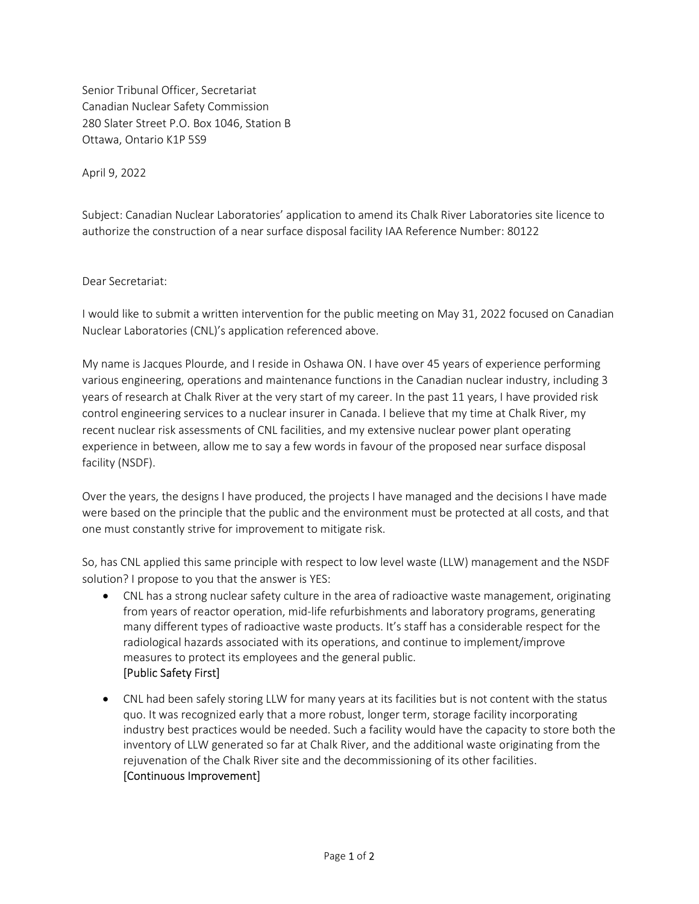Senior Tribunal Officer, Secretariat
Canadian Nuclear Safety Commission
280 Slater Street P.O. Box 1046, Station B
Ottawa, Ontario K1P 5S9

April 9, 2022

Subject: Canadian Nuclear Laboratories' application to amend its Chalk River Laboratories site licence to authorize the construction of a near surface disposal facility IAA Reference Number: 80122

Dear Secretariat:

I would like to submit a written intervention for the public meeting on May 31, 2022 focused on Canadian Nuclear Laboratories (CNL)'s application referenced above.

My name is Jacques Plourde, and I reside in Oshawa ON. I have over 45 years of experience performing various engineering, operations and maintenance functions in the Canadian nuclear industry, including 3 years of research at Chalk River at the very start of my career. In the past 11 years, I have provided risk control engineering services to a nuclear insurer in Canada. I believe that my time at Chalk River, my recent nuclear risk assessments of CNL facilities, and my extensive nuclear power plant operating experience in between, allow me to say a few words in favour of the proposed near surface disposal facility (NSDF).

Over the years, the designs I have produced, the projects I have managed and the decisions I have made were based on the principle that the public and the environment must be protected at all costs, and that one must constantly strive for improvement to mitigate risk.

So, has CNL applied this same principle with respect to low level waste (LLW) management and the NSDF solution? I propose to you that the answer is YES:

- CNL has a strong nuclear safety culture in the area of radioactive waste management, originating from years of reactor operation, mid-life refurbishments and laboratory programs, generating many different types of radioactive waste products. It's staff has a considerable respect for the radiological hazards associated with its operations, and continue to implement/improve measures to protect its employees and the general public.
  [Public Safety First]
- CNL had been safely storing LLW for many years at its facilities but is not content with the status quo. It was recognized early that a more robust, longer term, storage facility incorporating industry best practices would be needed. Such a facility would have the capacity to store both the inventory of LLW generated so far at Chalk River, and the additional waste originating from the rejuvenation of the Chalk River site and the decommissioning of its other facilities.
  [Continuous Improvement]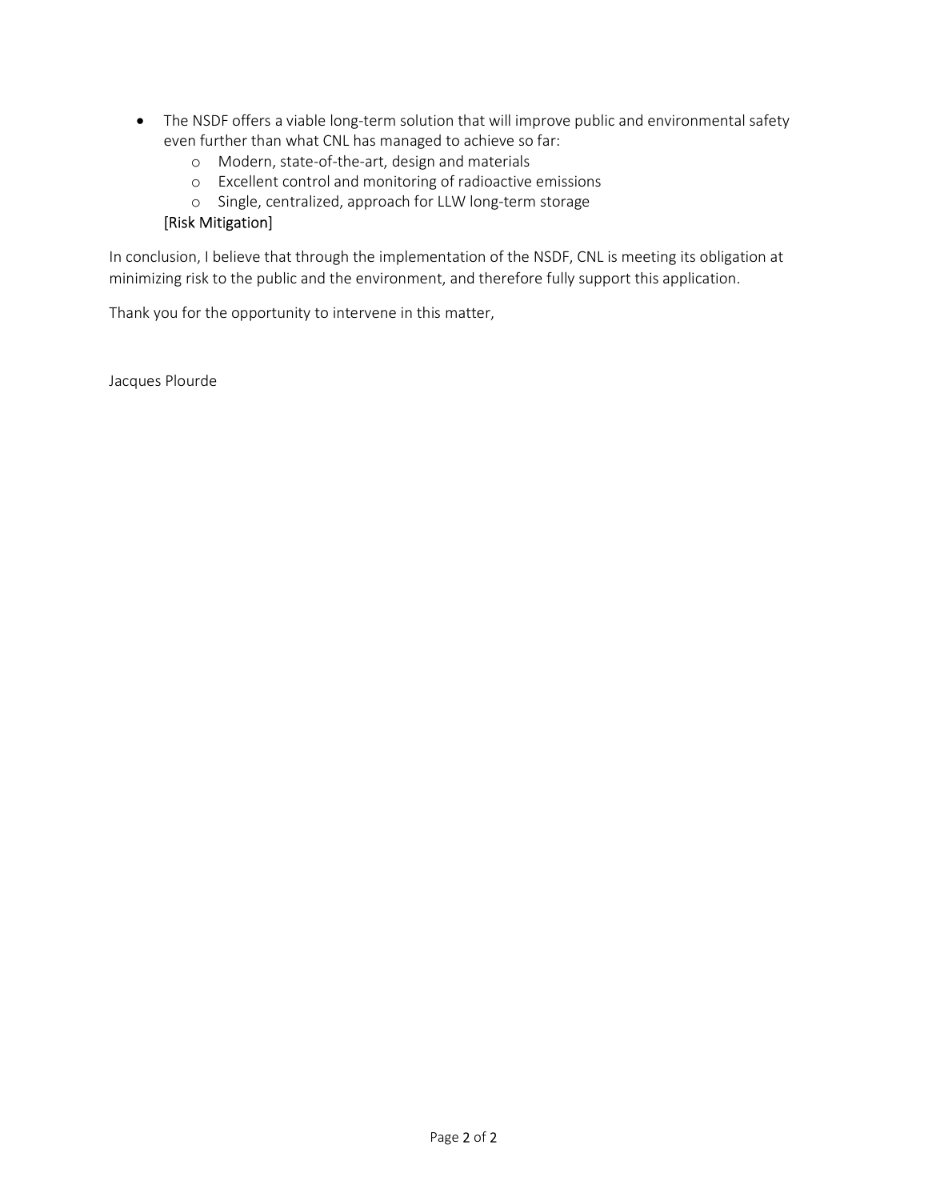- The NSDF offers a viable long-term solution that will improve public and environmental safety even further than what CNL has managed to achieve so far:
  - Modern, state-of-the-art, design and materials
  - Excellent control and monitoring of radioactive emissions
  - Single, centralized, approach for LLW long-term storage

  [Risk Mitigation]

In conclusion, I believe that through the implementation of the NSDF, CNL is meeting its obligation at minimizing risk to the public and the environment, and therefore fully support this application.

Thank you for the opportunity to intervene in this matter,

Jacques Plourde